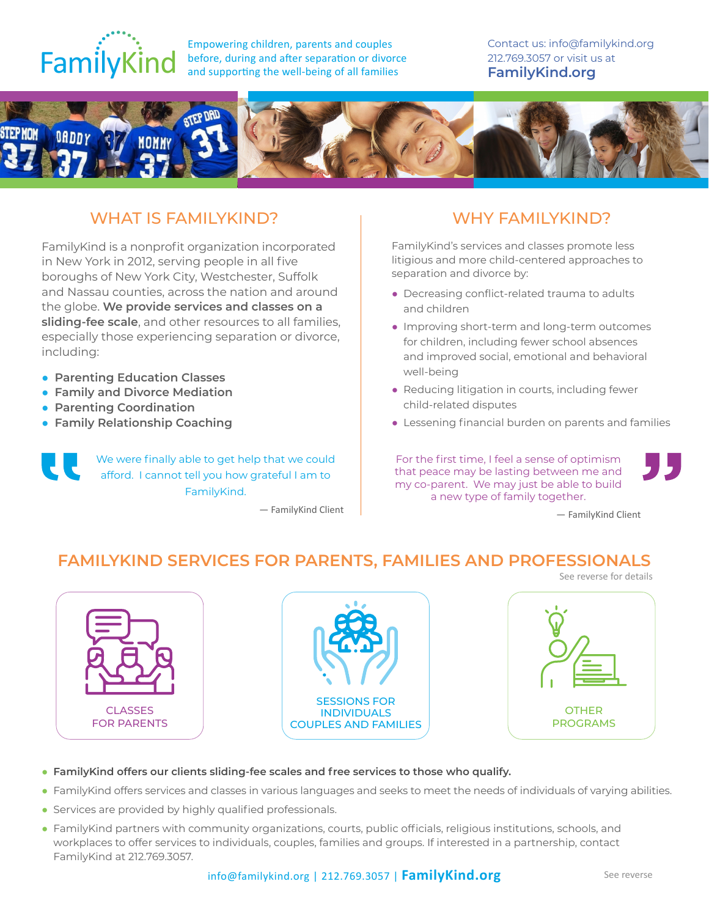# FamilyKind

Empowering children, parents and couples before, during and after separation or divorce and supporting the well-being of all families

Contact us: info@familykind.org
212.769.3057 or visit us at
**FamilyKind.org**

## WHAT IS FAMILYKIND?

FamilyKind is a nonprofit organization incorporated in New York in 2012, serving people in all five boroughs of New York City, Westchester, Suffolk and Nassau counties, across the nation and around the globe. **We provide services and classes on a sliding-fee scale**, and other resources to all families, especially those experiencing separation or divorce, including:

- **Parenting Education Classes**
- **Family and Divorce Mediation**
- **Parenting Coordination**
- **Family Relationship Coaching**

> We were finally able to get help that we could afford. I cannot tell you how grateful I am to FamilyKind.
>
> — FamilyKind Client

## WHY FAMILYKIND?

FamilyKind's services and classes promote less litigious and more child-centered approaches to separation and divorce by:

- Decreasing conflict-related trauma to adults and children
- Improving short-term and long-term outcomes for children, including fewer school absences and improved social, emotional and behavioral well-being
- Reducing litigation in courts, including fewer child-related disputes
- Lessening financial burden on parents and families

> For the first time, I feel a sense of optimism that peace may be lasting between me and my co-parent. We may just be able to build a new type of family together.
>
> — FamilyKind Client

## FAMILYKIND SERVICES FOR PARENTS, FAMILIES AND PROFESSIONALS

See reverse for details

- CLASSES FOR PARENTS
- SESSIONS FOR INDIVIDUALS COUPLES AND FAMILIES
- OTHER PROGRAMS

- **FamilyKind offers our clients sliding-fee scales and free services to those who qualify.**
- FamilyKind offers services and classes in various languages and seeks to meet the needs of individuals of varying abilities.
- Services are provided by highly qualified professionals.
- FamilyKind partners with community organizations, courts, public officials, religious institutions, schools, and workplaces to offer services to individuals, couples, families and groups. If interested in a partnership, contact FamilyKind at 212.769.3057.

info@familykind.org | 212.769.3057 | **FamilyKind.org**

See reverse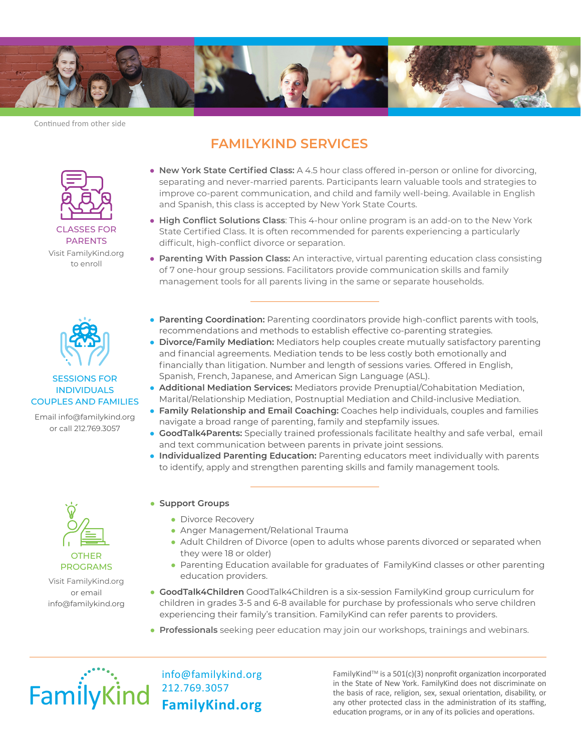Continued from other side

## FAMILYKIND SERVICES

**CLASSES FOR PARENTS**

Visit FamilyKind.org to enroll

- **New York State Certified Class:** A 4.5 hour class offered in-person or online for divorcing, separating and never-married parents. Participants learn valuable tools and strategies to improve co-parent communication, and child and family well-being. Available in English and Spanish, this class is accepted by New York State Courts.
- **High Conflict Solutions Class**: This 4-hour online program is an add-on to the New York State Certified Class. It is often recommended for parents experiencing a particularly difficult, high-conflict divorce or separation.
- **Parenting With Passion Class:** An interactive, virtual parenting education class consisting of 7 one-hour group sessions. Facilitators provide communication skills and family management tools for all parents living in the same or separate households.

**SESSIONS FOR INDIVIDUALS COUPLES AND FAMILIES**

Email info@familykind.org or call 212.769.3057

- **Parenting Coordination:** Parenting coordinators provide high-conflict parents with tools, recommendations and methods to establish effective co-parenting strategies.
- **Divorce/Family Mediation:** Mediators help couples create mutually satisfactory parenting and financial agreements. Mediation tends to be less costly both emotionally and financially than litigation. Number and length of sessions varies. Offered in English, Spanish, French, Japanese, and American Sign Language (ASL).
- **Additional Mediation Services:** Mediators provide Prenuptial/Cohabitation Mediation, Marital/Relationship Mediation, Postnuptial Mediation and Child-inclusive Mediation.
- **Family Relationship and Email Coaching:** Coaches help individuals, couples and families navigate a broad range of parenting, family and stepfamily issues.
- **GoodTalk4Parents:** Specially trained professionals facilitate healthy and safe verbal, email and text communication between parents in private joint sessions.
- **Individualized Parenting Education:** Parenting educators meet individually with parents to identify, apply and strengthen parenting skills and family management tools.

**OTHER PROGRAMS**

Visit FamilyKind.org or email info@familykind.org

- **Support Groups**
  - Divorce Recovery
  - Anger Management/Relational Trauma
  - Adult Children of Divorce (open to adults whose parents divorced or separated when they were 18 or older)
  - Parenting Education available for graduates of FamilyKind classes or other parenting education providers.
- **GoodTalk4Children** GoodTalk4Children is a six-session FamilyKind group curriculum for children in grades 3-5 and 6-8 available for purchase by professionals who serve children experiencing their family's transition. FamilyKind can refer parents to providers.
- **Professionals** seeking peer education may join our workshops, trainings and webinars.

FamilyKind

info@familykind.org
212.769.3057
**FamilyKind.org**

FamilyKind™ is a 501(c)(3) nonprofit organization incorporated in the State of New York. FamilyKind does not discriminate on the basis of race, religion, sex, sexual orientation, disability, or any other protected class in the administration of its staffing, education programs, or in any of its policies and operations.